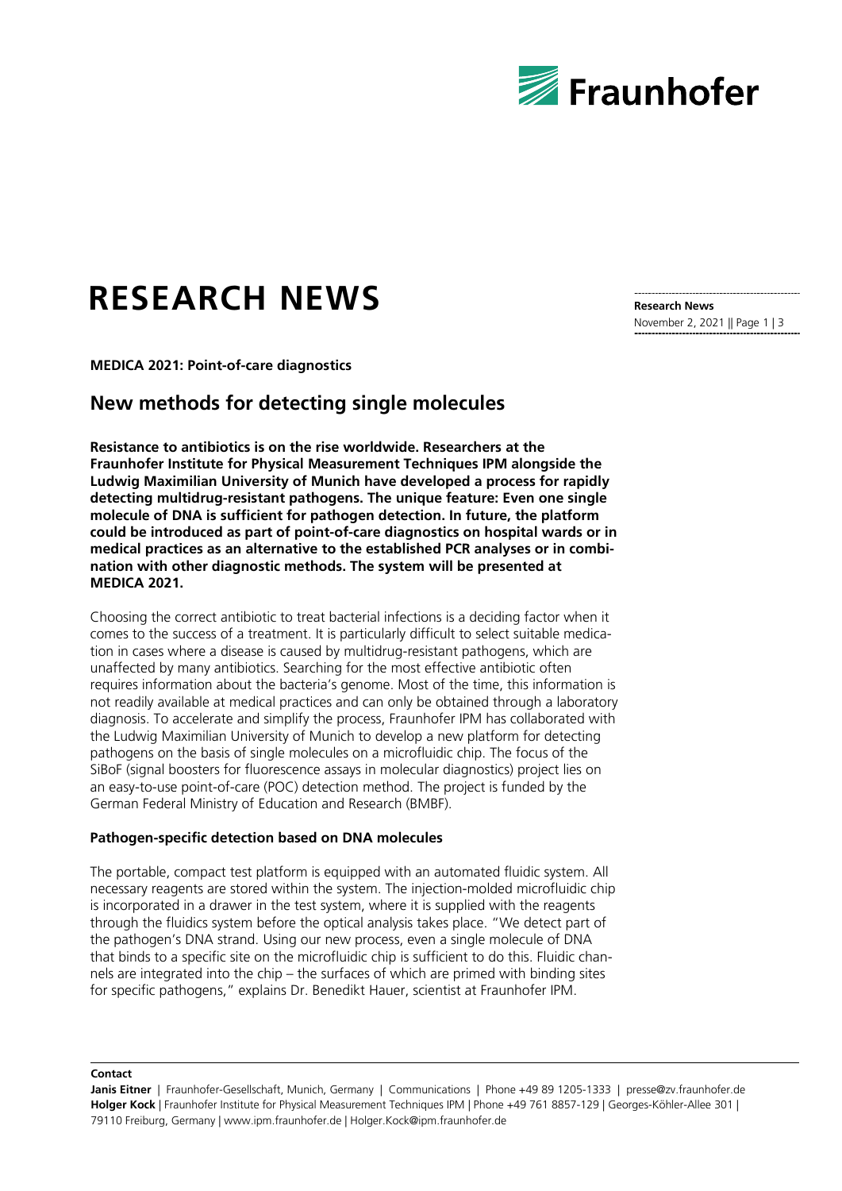# RESEARCH NEWS

**Research News**
November 2, 2021

**MEDICA 2021: Point-of-care diagnostics**

## New methods for detecting single molecules

**Resistance to antibiotics is on the rise worldwide. Researchers at the Fraunhofer Institute for Physical Measurement Techniques IPM alongside the Ludwig Maximilian University of Munich have developed a process for rapidly detecting multidrug-resistant pathogens. The unique feature: Even one single molecule of DNA is sufficient for pathogen detection. In future, the platform could be introduced as part of point-of-care diagnostics on hospital wards or in medical practices as an alternative to the established PCR analyses or in combination with other diagnostic methods. The system will be presented at MEDICA 2021.**

Choosing the correct antibiotic to treat bacterial infections is a deciding factor when it comes to the success of a treatment. It is particularly difficult to select suitable medication in cases where a disease is caused by multidrug-resistant pathogens, which are unaffected by many antibiotics. Searching for the most effective antibiotic often requires information about the bacteria's genome. Most of the time, this information is not readily available at medical practices and can only be obtained through a laboratory diagnosis. To accelerate and simplify the process, Fraunhofer IPM has collaborated with the Ludwig Maximilian University of Munich to develop a new platform for detecting pathogens on the basis of single molecules on a microfluidic chip. The focus of the SiBoF (signal boosters for fluorescence assays in molecular diagnostics) project lies on an easy-to-use point-of-care (POC) detection method. The project is funded by the German Federal Ministry of Education and Research (BMBF).

### Pathogen-specific detection based on DNA molecules

The portable, compact test platform is equipped with an automated fluidic system. All necessary reagents are stored within the system. The injection-molded microfluidic chip is incorporated in a drawer in the test system, where it is supplied with the reagents through the fluidics system before the optical analysis takes place. "We detect part of the pathogen's DNA strand. Using our new process, even a single molecule of DNA that binds to a specific site on the microfluidic chip is sufficient to do this. Fluidic channels are integrated into the chip – the surfaces of which are primed with binding sites for specific pathogens," explains Dr. Benedikt Hauer, scientist at Fraunhofer IPM.

**Contact**

**Janis Eitner** | Fraunhofer-Gesellschaft, Munich, Germany | Communications | Phone +49 89 1205-1333 | presse@zv.fraunhofer.de
**Holger Kock** | Fraunhofer Institute for Physical Measurement Techniques IPM | Phone +49 761 8857-129 | Georges-Köhler-Allee 301 | 79110 Freiburg, Germany | www.ipm.fraunhofer.de | Holger.Kock@ipm.fraunhofer.de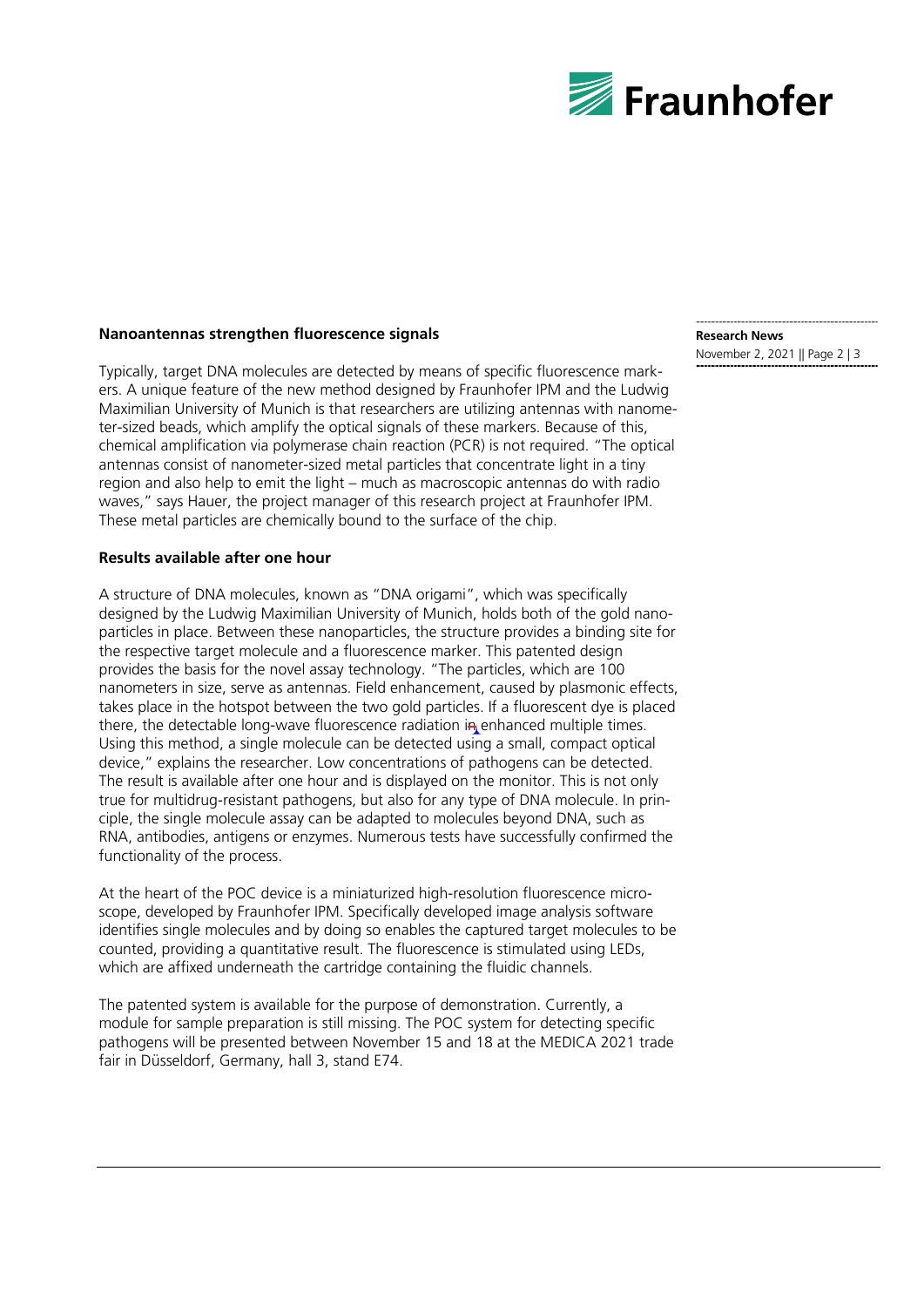## Nanoantennas strengthen fluorescence signals

Typically, target DNA molecules are detected by means of specific fluorescence markers. A unique feature of the new method designed by Fraunhofer IPM and the Ludwig Maximilian University of Munich is that researchers are utilizing antennas with nanometer-sized beads, which amplify the optical signals of these markers. Because of this, chemical amplification via polymerase chain reaction (PCR) is not required. "The optical antennas consist of nanometer-sized metal particles that concentrate light in a tiny region and also help to emit the light – much as macroscopic antennas do with radio waves," says Hauer, the project manager of this research project at Fraunhofer IPM. These metal particles are chemically bound to the surface of the chip.

## Results available after one hour

A structure of DNA molecules, known as "DNA origami", which was specifically designed by the Ludwig Maximilian University of Munich, holds both of the gold nanoparticles in place. Between these nanoparticles, the structure provides a binding site for the respective target molecule and a fluorescence marker. This patented design provides the basis for the novel assay technology. "The particles, which are 100 nanometers in size, serve as antennas. Field enhancement, caused by plasmonic effects, takes place in the hotspot between the two gold particles. If a fluorescent dye is placed there, the detectable long-wave fluorescence radiation in enhanced multiple times. Using this method, a single molecule can be detected using a small, compact optical device," explains the researcher. Low concentrations of pathogens can be detected. The result is available after one hour and is displayed on the monitor. This is not only true for multidrug-resistant pathogens, but also for any type of DNA molecule. In principle, the single molecule assay can be adapted to molecules beyond DNA, such as RNA, antibodies, antigens or enzymes. Numerous tests have successfully confirmed the functionality of the process.

At the heart of the POC device is a miniaturized high-resolution fluorescence microscope, developed by Fraunhofer IPM. Specifically developed image analysis software identifies single molecules and by doing so enables the captured target molecules to be counted, providing a quantitative result. The fluorescence is stimulated using LEDs, which are affixed underneath the cartridge containing the fluidic channels.

The patented system is available for the purpose of demonstration. Currently, a module for sample preparation is still missing. The POC system for detecting specific pathogens will be presented between November 15 and 18 at the MEDICA 2021 trade fair in Düsseldorf, Germany, hall 3, stand E74.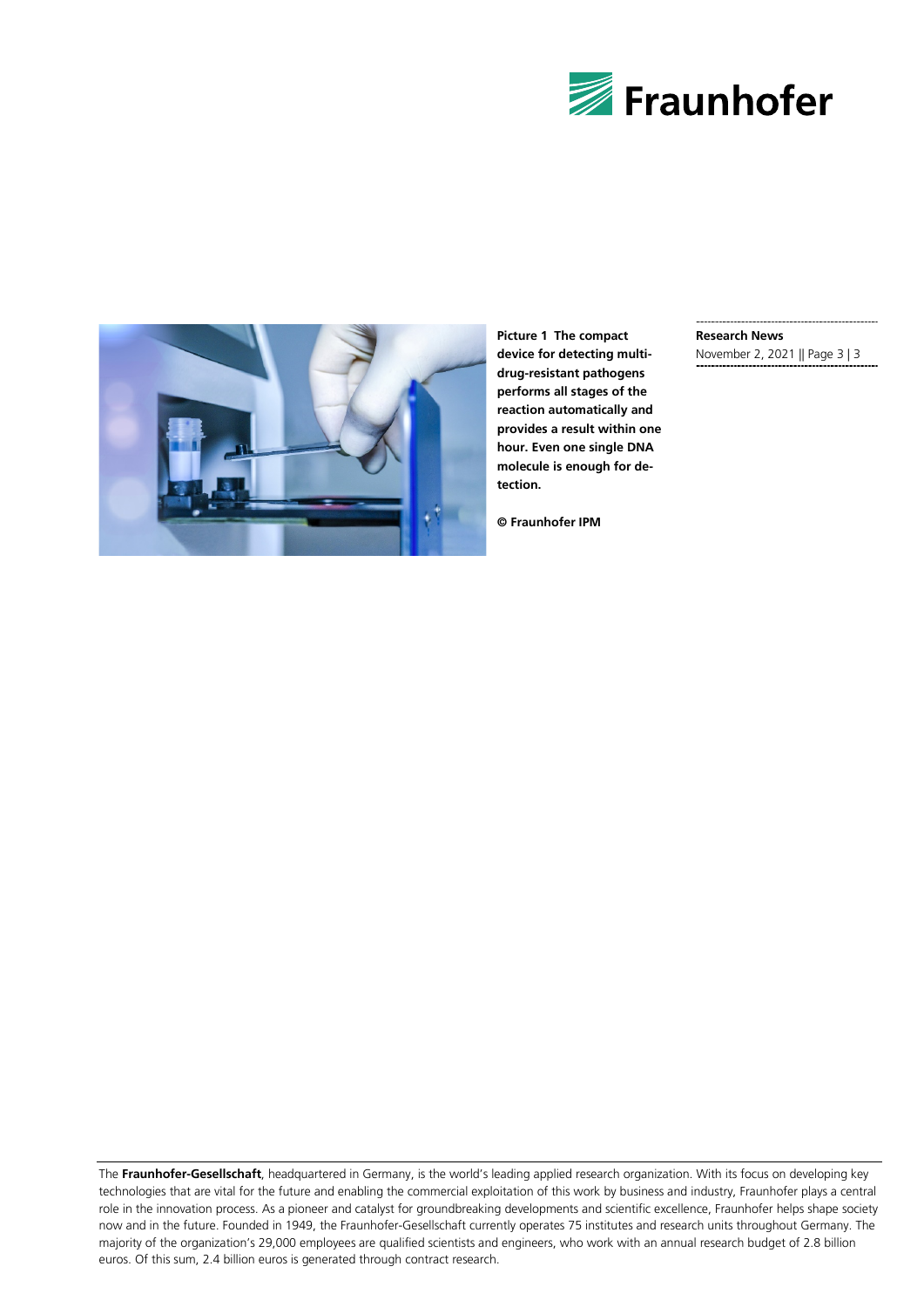**Picture 1 The compact device for detecting multi-drug-resistant pathogens performs all stages of the reaction automatically and provides a result within one hour. Even one single DNA molecule is enough for detection.**

**© Fraunhofer IPM**

The **Fraunhofer-Gesellschaft**, headquartered in Germany, is the world's leading applied research organization. With its focus on developing key technologies that are vital for the future and enabling the commercial exploitation of this work by business and industry, Fraunhofer plays a central role in the innovation process. As a pioneer and catalyst for groundbreaking developments and scientific excellence, Fraunhofer helps shape society now and in the future. Founded in 1949, the Fraunhofer-Gesellschaft currently operates 75 institutes and research units throughout Germany. The majority of the organization's 29,000 employees are qualified scientists and engineers, who work with an annual research budget of 2.8 billion euros. Of this sum, 2.4 billion euros is generated through contract research.